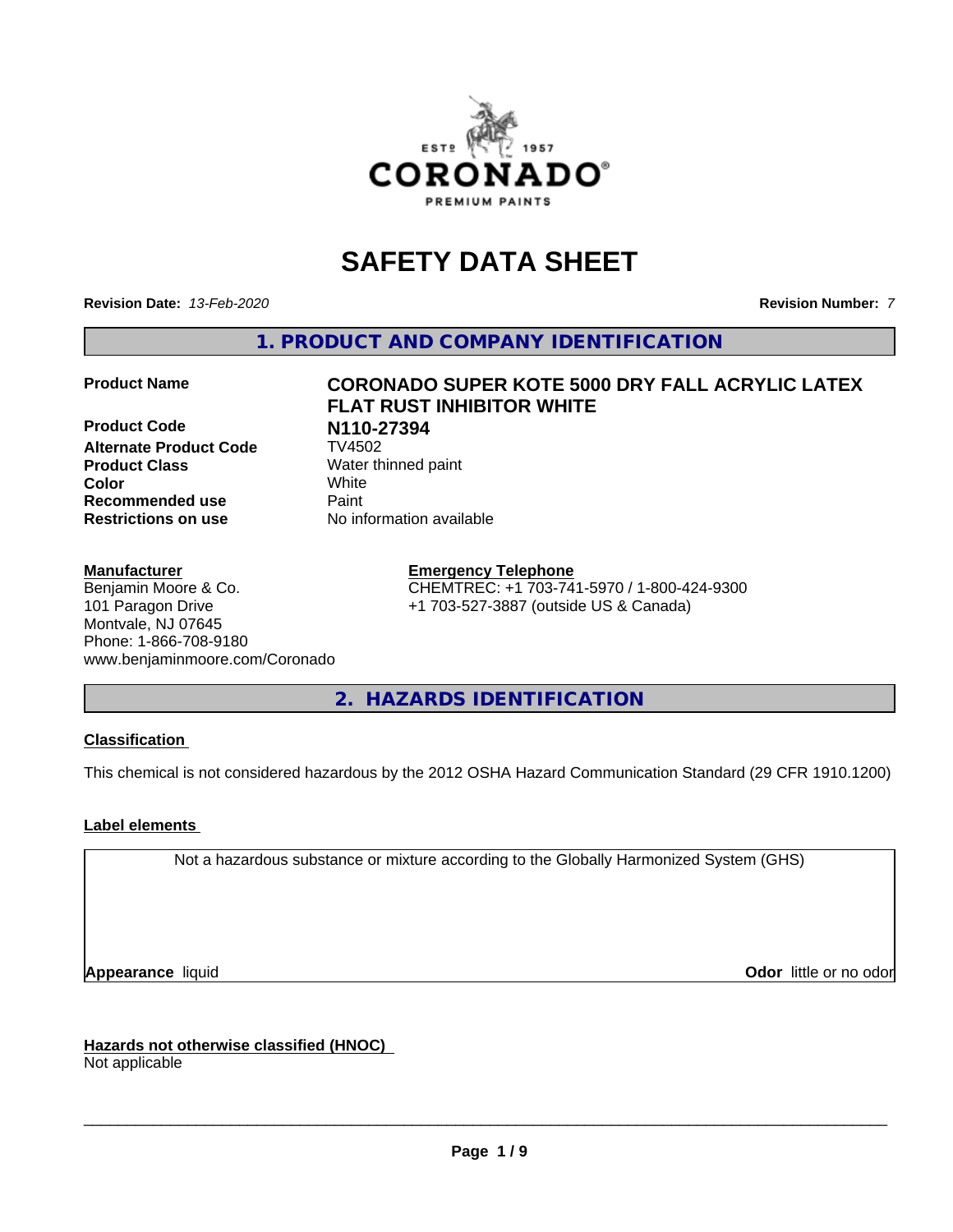# SAFETY DATA SHEET

**Revision Date:** *13-Feb-2020*

**Revision Number:** *7*

## 1. PRODUCT AND COMPANY IDENTIFICATION

| | |
|---|---|
| **Product Name** | **CORONADO SUPER KOTE 5000 DRY FALL ACRYLIC LATEX FLAT RUST INHIBITOR WHITE** |
| **Product Code** | **N110-27394** |
| **Alternate Product Code** | TV4502 |
| **Product Class** | Water thinned paint |
| **Color** | White |
| **Recommended use** | Paint |
| **Restrictions on use** | No information available |

**Manufacturer**
Benjamin Moore & Co.
101 Paragon Drive
Montvale, NJ 07645
Phone: 1-866-708-9180
www.benjaminmoore.com/Coronado

**Emergency Telephone**
CHEMTREC: +1 703-741-5970 / 1-800-424-9300
+1 703-527-3887 (outside US & Canada)

## 2. HAZARDS IDENTIFICATION

**Classification**

This chemical is not considered hazardous by the 2012 OSHA Hazard Communication Standard (29 CFR 1910.1200)

**Label elements**

Not a hazardous substance or mixture according to the Globally Harmonized System (GHS)

**Appearance** liquid

**Odor** little or no odor

**Hazards not otherwise classified (HNOC)**
Not applicable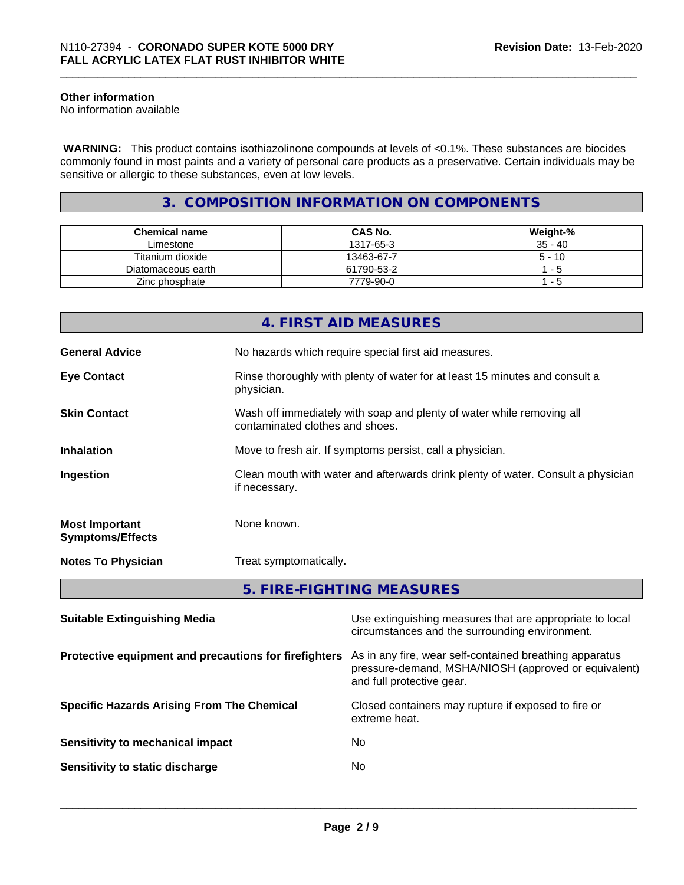#### Other information

No information available

**WARNING:** This product contains isothiazolinone compounds at levels of <0.1%. These substances are biocides commonly found in most paints and a variety of personal care products as a preservative. Certain individuals may be sensitive or allergic to these substances, even at low levels.

## 3. COMPOSITION INFORMATION ON COMPONENTS

| Chemical name | CAS No. | Weight-% |
|---|---|---|
| Limestone | 1317-65-3 | 35 - 40 |
| Titanium dioxide | 13463-67-7 | 5 - 10 |
| Diatomaceous earth | 61790-53-2 | 1 - 5 |
| Zinc phosphate | 7779-90-0 | 1 - 5 |

## 4. FIRST AID MEASURES

**General Advice** No hazards which require special first aid measures.

**Eye Contact** Rinse thoroughly with plenty of water for at least 15 minutes and consult a physician.

**Skin Contact** Wash off immediately with soap and plenty of water while removing all contaminated clothes and shoes.

**Inhalation** Move to fresh air. If symptoms persist, call a physician.

**Ingestion** Clean mouth with water and afterwards drink plenty of water. Consult a physician if necessary.

**Most Important Symptoms/Effects** None known.

**Notes To Physician** Treat symptomatically.

## 5. FIRE-FIGHTING MEASURES

**Suitable Extinguishing Media** Use extinguishing measures that are appropriate to local circumstances and the surrounding environment.

**Protective equipment and precautions for firefighters** As in any fire, wear self-contained breathing apparatus pressure-demand, MSHA/NIOSH (approved or equivalent) and full protective gear.

**Specific Hazards Arising From The Chemical** Closed containers may rupture if exposed to fire or extreme heat.

**Sensitivity to mechanical impact** No

**Sensitivity to static discharge** No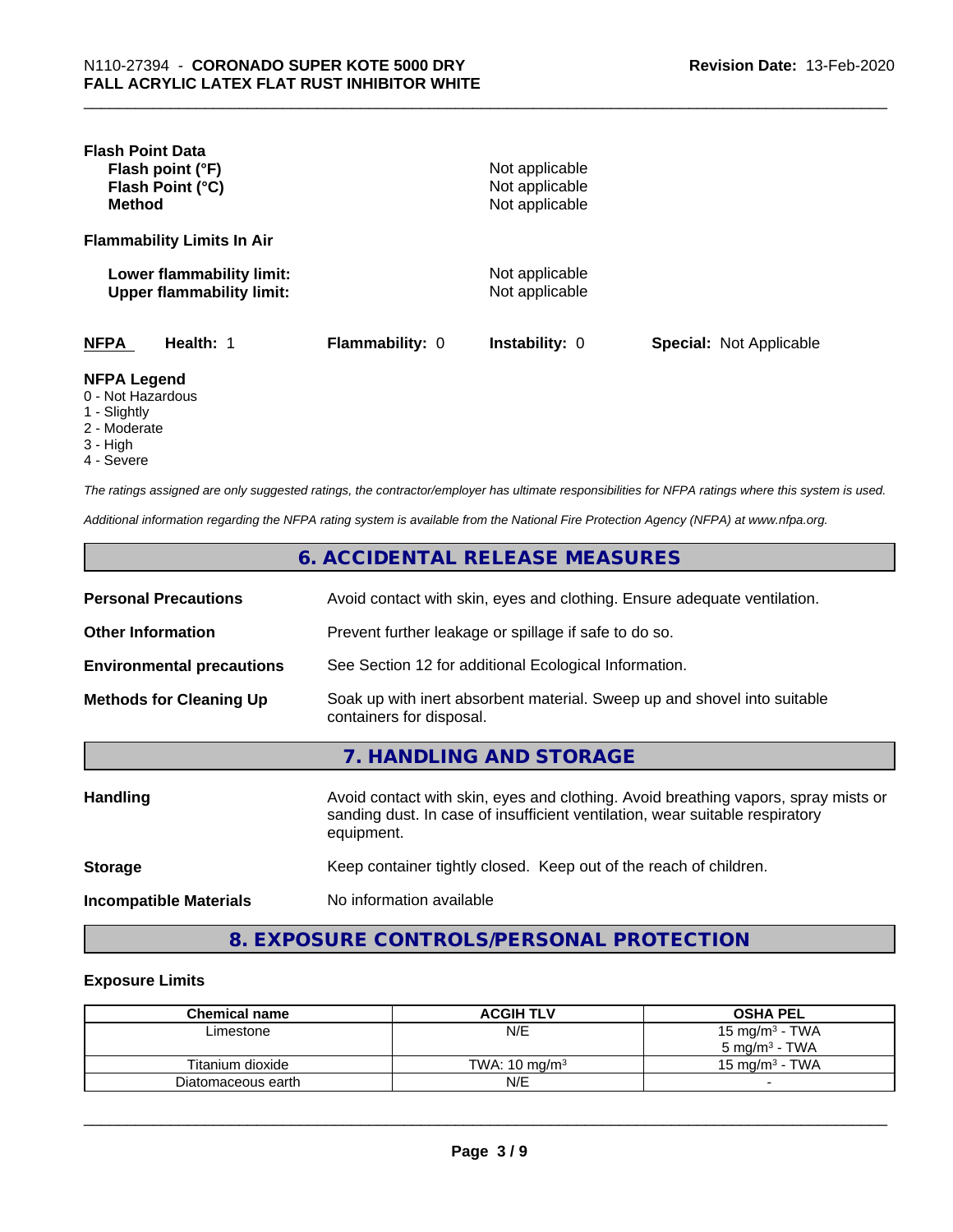**Flash Point Data**

| | |
|---|---|
| **Flash point (°F)** | Not applicable |
| **Flash Point (°C)** | Not applicable |
| **Method** | Not applicable |

**Flammability Limits In Air**

| | |
|---|---|
| **Lower flammability limit:** | Not applicable |
| **Upper flammability limit:** | Not applicable |

| **NFPA** | **Health:** 1 | **Flammability:** 0 | **Instability:** 0 | **Special:** Not Applicable |
|---|---|---|---|---|

**NFPA Legend**

- 0 - Not Hazardous
- 1 - Slightly
- 2 - Moderate
- 3 - High
- 4 - Severe

*The ratings assigned are only suggested ratings, the contractor/employer has ultimate responsibilities for NFPA ratings where this system is used.*

*Additional information regarding the NFPA rating system is available from the National Fire Protection Agency (NFPA) at www.nfpa.org.*

## 6. ACCIDENTAL RELEASE MEASURES

| | |
|---|---|
| **Personal Precautions** | Avoid contact with skin, eyes and clothing. Ensure adequate ventilation. |
| **Other Information** | Prevent further leakage or spillage if safe to do so. |
| **Environmental precautions** | See Section 12 for additional Ecological Information. |
| **Methods for Cleaning Up** | Soak up with inert absorbent material. Sweep up and shovel into suitable containers for disposal. |

## 7. HANDLING AND STORAGE

| | |
|---|---|
| **Handling** | Avoid contact with skin, eyes and clothing. Avoid breathing vapors, spray mists or sanding dust. In case of insufficient ventilation, wear suitable respiratory equipment. |
| **Storage** | Keep container tightly closed. Keep out of the reach of children. |
| **Incompatible Materials** | No information available |

## 8. EXPOSURE CONTROLS/PERSONAL PROTECTION

### Exposure Limits

| Chemical name | ACGIH TLV | OSHA PEL |
|---|---|---|
| Limestone | N/E | 15 mg/m³ - TWA<br>5 mg/m³ - TWA |
| Titanium dioxide | TWA: 10 mg/m³ | 15 mg/m³ - TWA |
| Diatomaceous earth | N/E | - |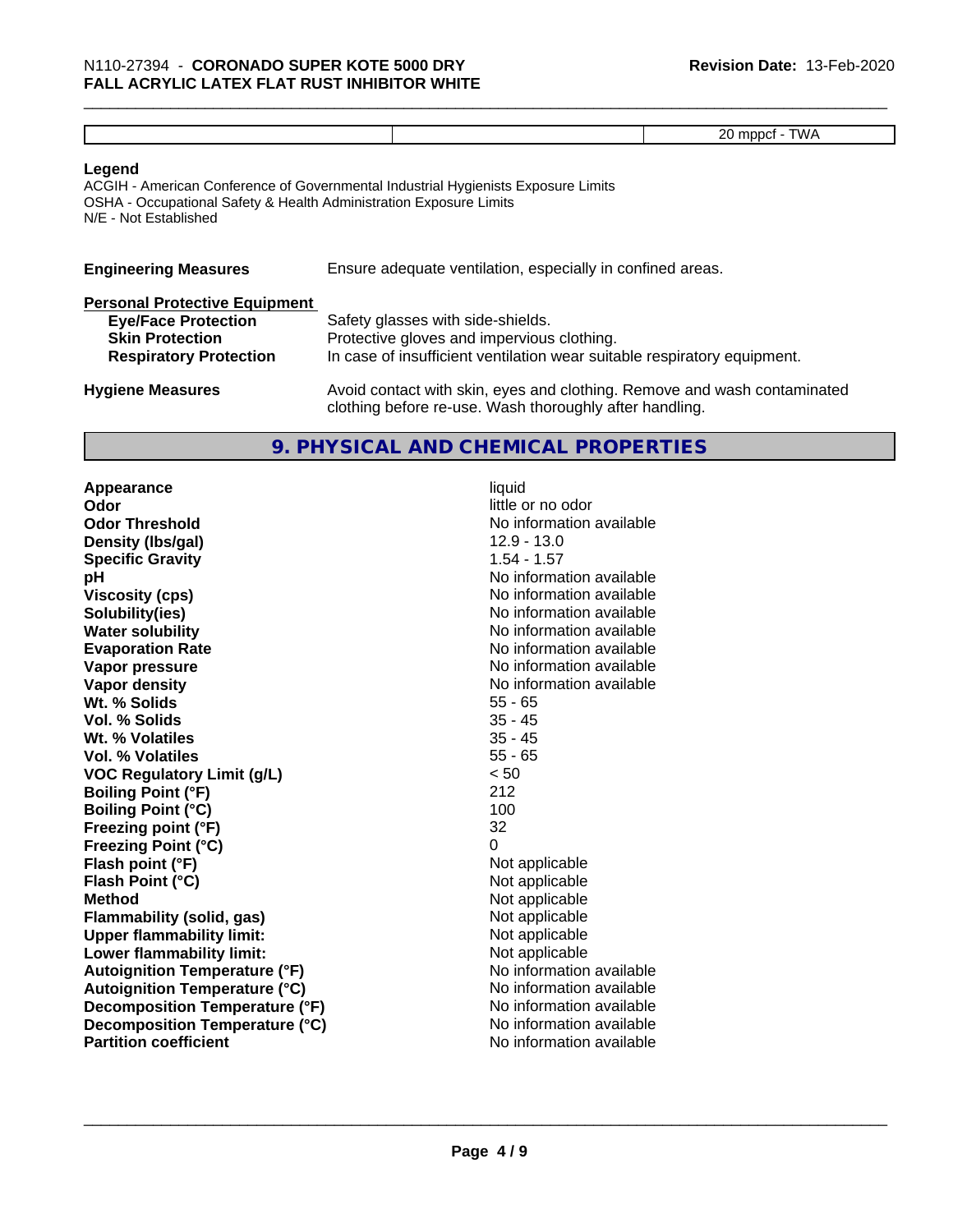| | | 20 mppcf - TWA |
|---|---|---|

**Legend**

ACGIH - American Conference of Governmental Industrial Hygienists Exposure Limits
OSHA - Occupational Safety & Health Administration Exposure Limits
N/E - Not Established

**Engineering Measures** Ensure adequate ventilation, especially in confined areas.

**Personal Protective Equipment**

| | |
|---|---|
| **Eye/Face Protection** | Safety glasses with side-shields. |
| **Skin Protection** | Protective gloves and impervious clothing. |
| **Respiratory Protection** | In case of insufficient ventilation wear suitable respiratory equipment. |

**Hygiene Measures** Avoid contact with skin, eyes and clothing. Remove and wash contaminated clothing before re-use. Wash thoroughly after handling.

## 9. PHYSICAL AND CHEMICAL PROPERTIES

| | |
|---|---|
| **Appearance** | liquid |
| **Odor** | little or no odor |
| **Odor Threshold** | No information available |
| **Density (lbs/gal)** | 12.9 - 13.0 |
| **Specific Gravity** | 1.54 - 1.57 |
| **pH** | No information available |
| **Viscosity (cps)** | No information available |
| **Solubility(ies)** | No information available |
| **Water solubility** | No information available |
| **Evaporation Rate** | No information available |
| **Vapor pressure** | No information available |
| **Vapor density** | No information available |
| **Wt. % Solids** | 55 - 65 |
| **Vol. % Solids** | 35 - 45 |
| **Wt. % Volatiles** | 35 - 45 |
| **Vol. % Volatiles** | 55 - 65 |
| **VOC Regulatory Limit (g/L)** | < 50 |
| **Boiling Point (°F)** | 212 |
| **Boiling Point (°C)** | 100 |
| **Freezing point (°F)** | 32 |
| **Freezing Point (°C)** | 0 |
| **Flash point (°F)** | Not applicable |
| **Flash Point (°C)** | Not applicable |
| **Method** | Not applicable |
| **Flammability (solid, gas)** | Not applicable |
| **Upper flammability limit:** | Not applicable |
| **Lower flammability limit:** | Not applicable |
| **Autoignition Temperature (°F)** | No information available |
| **Autoignition Temperature (°C)** | No information available |
| **Decomposition Temperature (°F)** | No information available |
| **Decomposition Temperature (°C)** | No information available |
| **Partition coefficient** | No information available |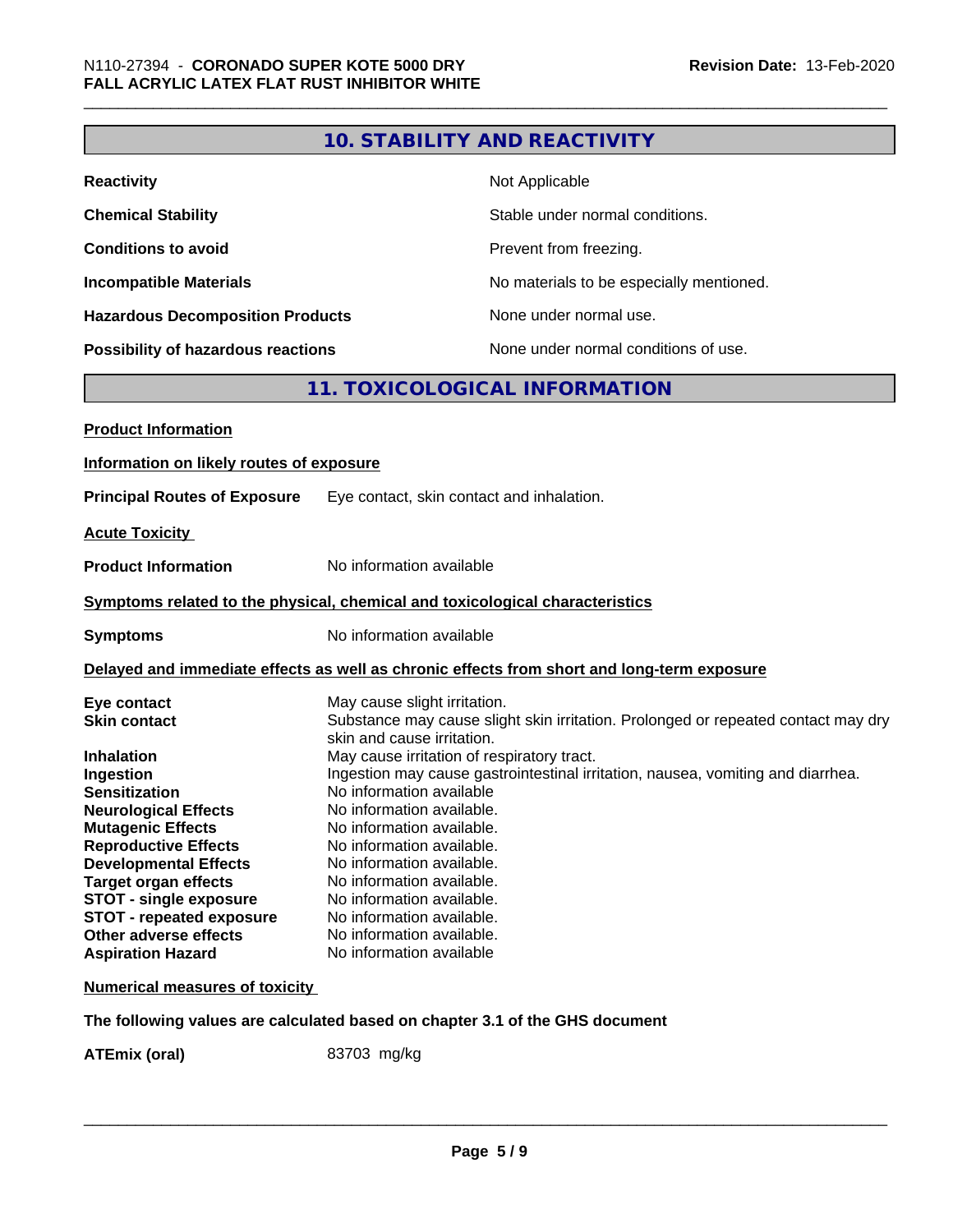## 10. STABILITY AND REACTIVITY

| | |
|---|---|
| **Reactivity** | Not Applicable |
| **Chemical Stability** | Stable under normal conditions. |
| **Conditions to avoid** | Prevent from freezing. |
| **Incompatible Materials** | No materials to be especially mentioned. |
| **Hazardous Decomposition Products** | None under normal use. |
| **Possibility of hazardous reactions** | None under normal conditions of use. |

## 11. TOXICOLOGICAL INFORMATION

**Product Information**

**Information on likely routes of exposure**

**Principal Routes of Exposure** Eye contact, skin contact and inhalation.

**Acute Toxicity**

**Product Information** No information available

**Symptoms related to the physical, chemical and toxicological characteristics**

**Symptoms** No information available

**Delayed and immediate effects as well as chronic effects from short and long-term exposure**

| | |
|---|---|
| **Eye contact** | May cause slight irritation. |
| **Skin contact** | Substance may cause slight skin irritation. Prolonged or repeated contact may dry skin and cause irritation. |
| **Inhalation** | May cause irritation of respiratory tract. |
| **Ingestion** | Ingestion may cause gastrointestinal irritation, nausea, vomiting and diarrhea. |
| **Sensitization** | No information available |
| **Neurological Effects** | No information available. |
| **Mutagenic Effects** | No information available. |
| **Reproductive Effects** | No information available. |
| **Developmental Effects** | No information available. |
| **Target organ effects** | No information available. |
| **STOT - single exposure** | No information available. |
| **STOT - repeated exposure** | No information available. |
| **Other adverse effects** | No information available. |
| **Aspiration Hazard** | No information available |

**Numerical measures of toxicity**

**The following values are calculated based on chapter 3.1 of the GHS document**

**ATEmix (oral)** 83703 mg/kg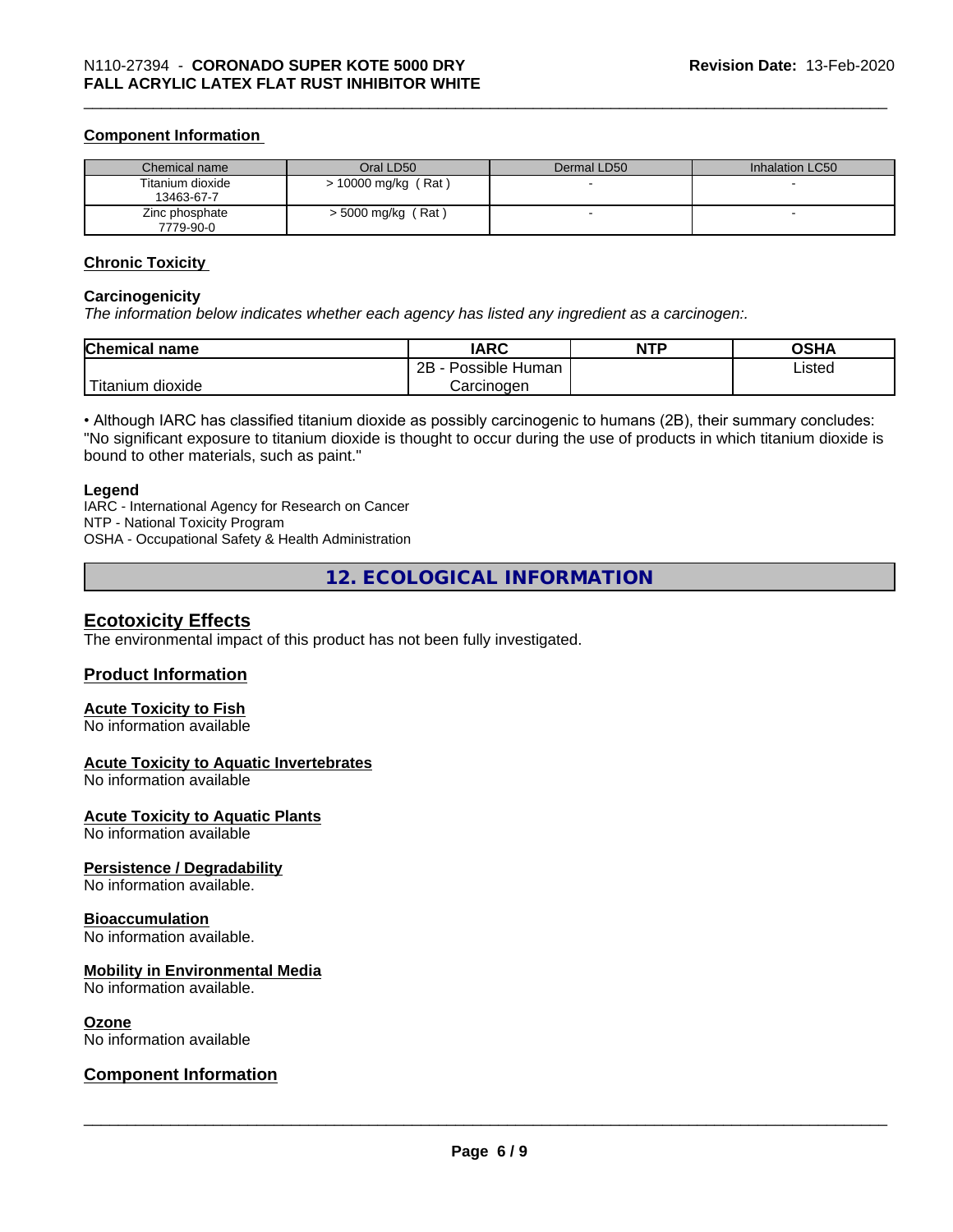### Component Information

| Chemical name | Oral LD50 | Dermal LD50 | Inhalation LC50 |
|---|---|---|---|
| Titanium dioxide<br>13463-67-7 | > 10000 mg/kg ( Rat ) | - | - |
| Zinc phosphate<br>7779-90-0 | > 5000 mg/kg ( Rat ) | - | - |

### Chronic Toxicity

#### Carcinogenicity

*The information below indicates whether each agency has listed any ingredient as a carcinogen:.*

| Chemical name | IARC | NTP | OSHA |
|---|---|---|---|
| Titanium dioxide | 2B - Possible Human Carcinogen | | Listed |

• Although IARC has classified titanium dioxide as possibly carcinogenic to humans (2B), their summary concludes: "No significant exposure to titanium dioxide is thought to occur during the use of products in which titanium dioxide is bound to other materials, such as paint."

#### Legend

IARC - International Agency for Research on Cancer
NTP - National Toxicity Program
OSHA - Occupational Safety & Health Administration

## 12. ECOLOGICAL INFORMATION

### Ecotoxicity Effects

The environmental impact of this product has not been fully investigated.

### Product Information

#### Acute Toxicity to Fish

No information available

#### Acute Toxicity to Aquatic Invertebrates

No information available

#### Acute Toxicity to Aquatic Plants

No information available

#### Persistence / Degradability

No information available.

#### Bioaccumulation

No information available.

#### Mobility in Environmental Media

No information available.

#### Ozone

No information available

### Component Information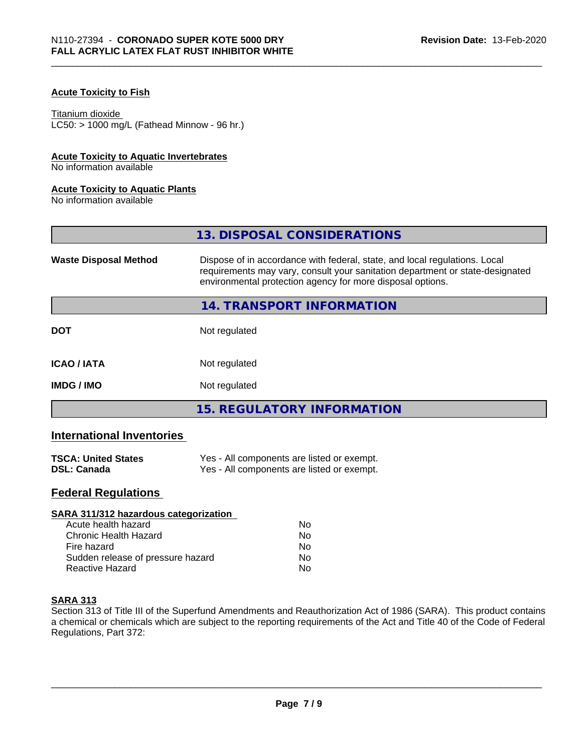### Acute Toxicity to Fish

Titanium dioxide
LC50: > 1000 mg/L (Fathead Minnow - 96 hr.)

### Acute Toxicity to Aquatic Invertebrates

No information available

### Acute Toxicity to Aquatic Plants

No information available

## 13. DISPOSAL CONSIDERATIONS

| | |
|---|---|
| **Waste Disposal Method** | Dispose of in accordance with federal, state, and local regulations. Local requirements may vary, consult your sanitation department or state-designated environmental protection agency for more disposal options. |

## 14. TRANSPORT INFORMATION

| | |
|---|---|
| **DOT** | Not regulated |
| **ICAO / IATA** | Not regulated |
| **IMDG / IMO** | Not regulated |

## 15. REGULATORY INFORMATION

## International Inventories

| | |
|---|---|
| **TSCA: United States** | Yes - All components are listed or exempt. |
| **DSL: Canada** | Yes - All components are listed or exempt. |

## Federal Regulations

### SARA 311/312 hazardous categorization

| | |
|---|---|
| Acute health hazard | No |
| Chronic Health Hazard | No |
| Fire hazard | No |
| Sudden release of pressure hazard | No |
| Reactive Hazard | No |

### SARA 313

Section 313 of Title III of the Superfund Amendments and Reauthorization Act of 1986 (SARA). This product contains a chemical or chemicals which are subject to the reporting requirements of the Act and Title 40 of the Code of Federal Regulations, Part 372: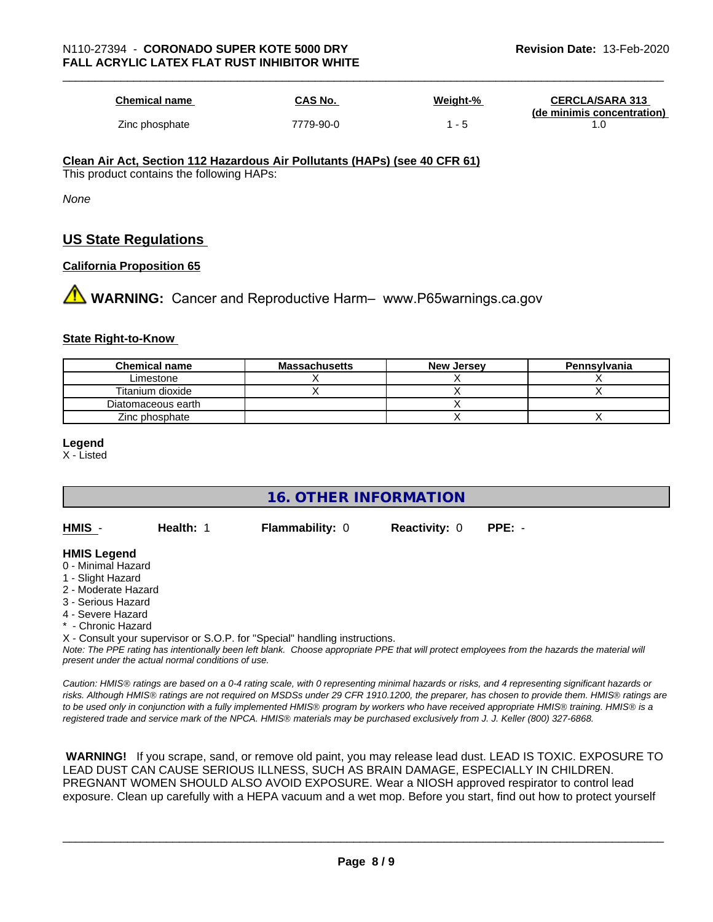| Chemical name | CAS No. | Weight-% | CERCLA/SARA 313 (de minimis concentration) |
|---|---|---|---|
| Zinc phosphate | 7779-90-0 | 1 - 5 | 1.0 |

**Clean Air Act, Section 112 Hazardous Air Pollutants (HAPs) (see 40 CFR 61)**

This product contains the following HAPs:

*None*

## US State Regulations

**California Proposition 65**

⚠ **WARNING:** Cancer and Reproductive Harm– www.P65warnings.ca.gov

**State Right-to-Know**

| Chemical name | Massachusetts | New Jersey | Pennsylvania |
|---|---|---|---|
| Limestone | X | X | X |
| Titanium dioxide | X | X | X |
| Diatomaceous earth | | X | |
| Zinc phosphate | | X | X |

**Legend**

X - Listed

## 16. OTHER INFORMATION

**HMIS** - **Health:** 1 **Flammability:** 0 **Reactivity:** 0 **PPE:** -

**HMIS Legend**

0 - Minimal Hazard
1 - Slight Hazard
2 - Moderate Hazard
3 - Serious Hazard
4 - Severe Hazard
* - Chronic Hazard
X - Consult your supervisor or S.O.P. for "Special" handling instructions.

*Note: The PPE rating has intentionally been left blank. Choose appropriate PPE that will protect employees from the hazards the material will present under the actual normal conditions of use.*

*Caution: HMIS® ratings are based on a 0-4 rating scale, with 0 representing minimal hazards or risks, and 4 representing significant hazards or risks. Although HMIS® ratings are not required on MSDSs under 29 CFR 1910.1200, the preparer, has chosen to provide them. HMIS® ratings are to be used only in conjunction with a fully implemented HMIS® program by workers who have received appropriate HMIS® training. HMIS® is a registered trade and service mark of the NPCA. HMIS® materials may be purchased exclusively from J. J. Keller (800) 327-6868.*

**WARNING!** If you scrape, sand, or remove old paint, you may release lead dust. LEAD IS TOXIC. EXPOSURE TO LEAD DUST CAN CAUSE SERIOUS ILLNESS, SUCH AS BRAIN DAMAGE, ESPECIALLY IN CHILDREN. PREGNANT WOMEN SHOULD ALSO AVOID EXPOSURE. Wear a NIOSH approved respirator to control lead exposure. Clean up carefully with a HEPA vacuum and a wet mop. Before you start, find out how to protect yourself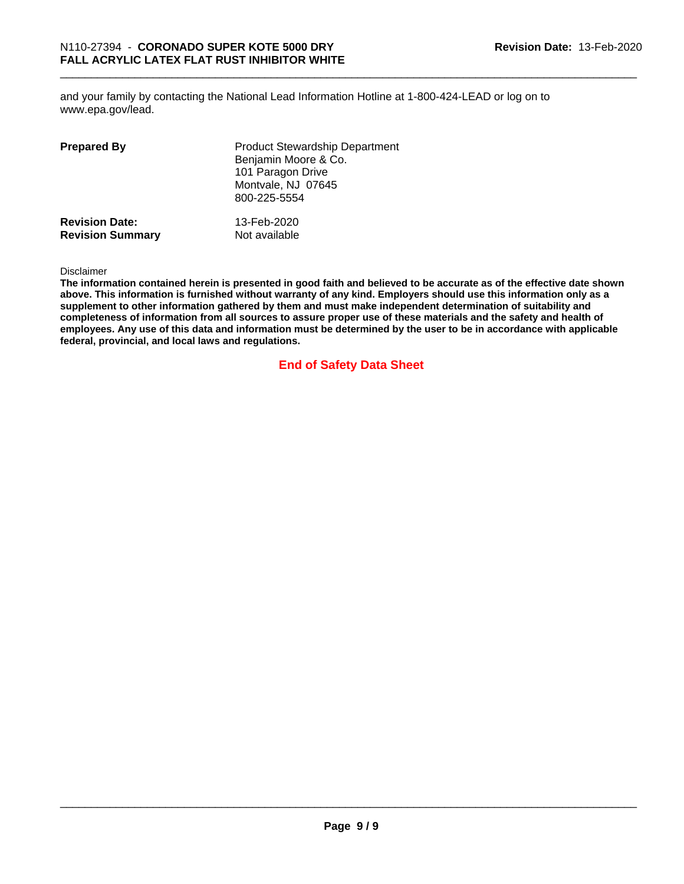and your family by contacting the National Lead Information Hotline at 1-800-424-LEAD or log on to www.epa.gov/lead.

| | |
|---|---|
| **Prepared By** | Product Stewardship Department<br>Benjamin Moore & Co.<br>101 Paragon Drive<br>Montvale, NJ 07645<br>800-225-5554 |
| **Revision Date:** | 13-Feb-2020 |
| **Revision Summary** | Not available |

Disclaimer

**The information contained herein is presented in good faith and believed to be accurate as of the effective date shown above. This information is furnished without warranty of any kind. Employers should use this information only as a supplement to other information gathered by them and must make independent determination of suitability and completeness of information from all sources to assure proper use of these materials and the safety and health of employees. Any use of this data and information must be determined by the user to be in accordance with applicable federal, provincial, and local laws and regulations.**

**End of Safety Data Sheet**